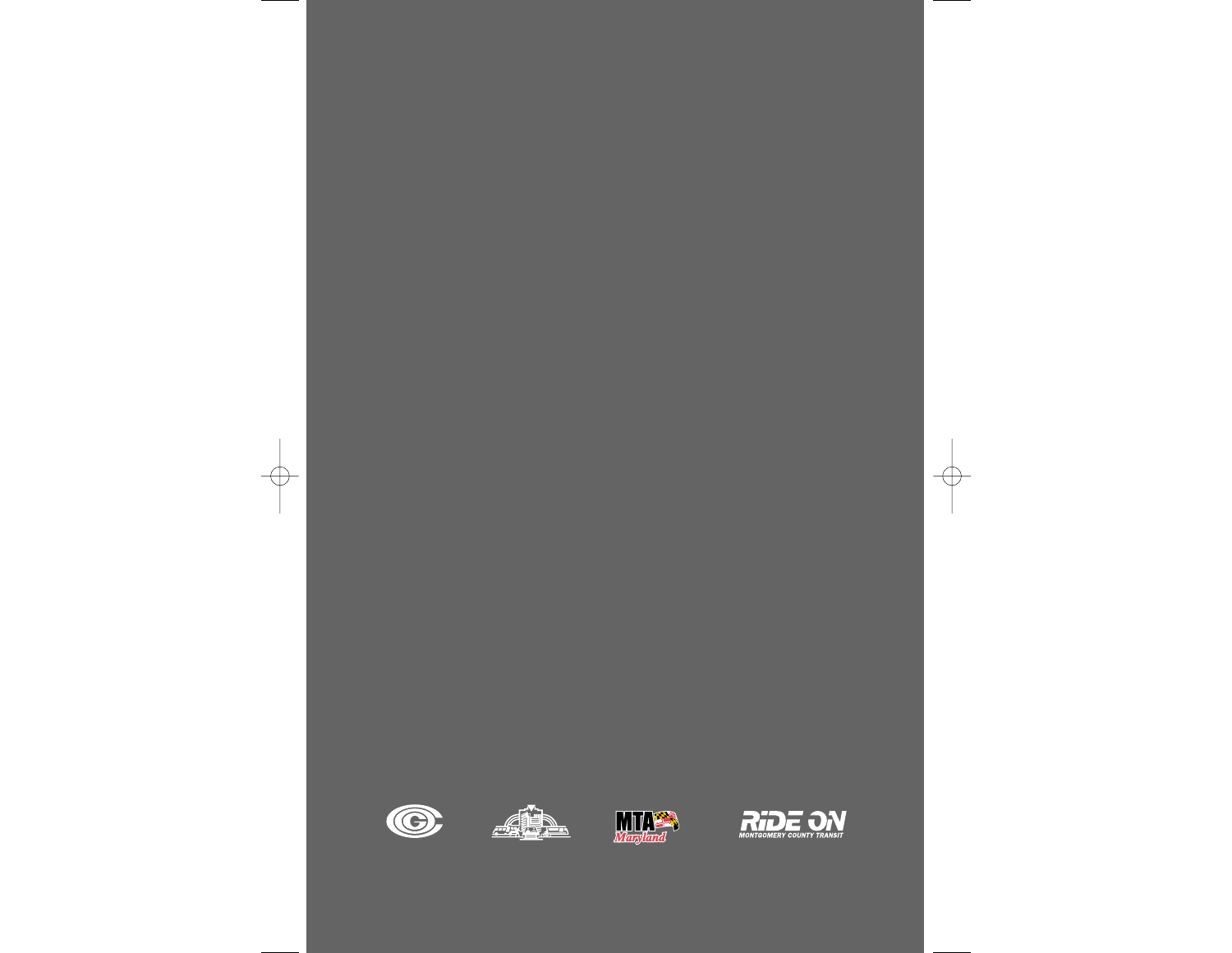RIDE ON
MONTGOMERY COUNTY TRANSIT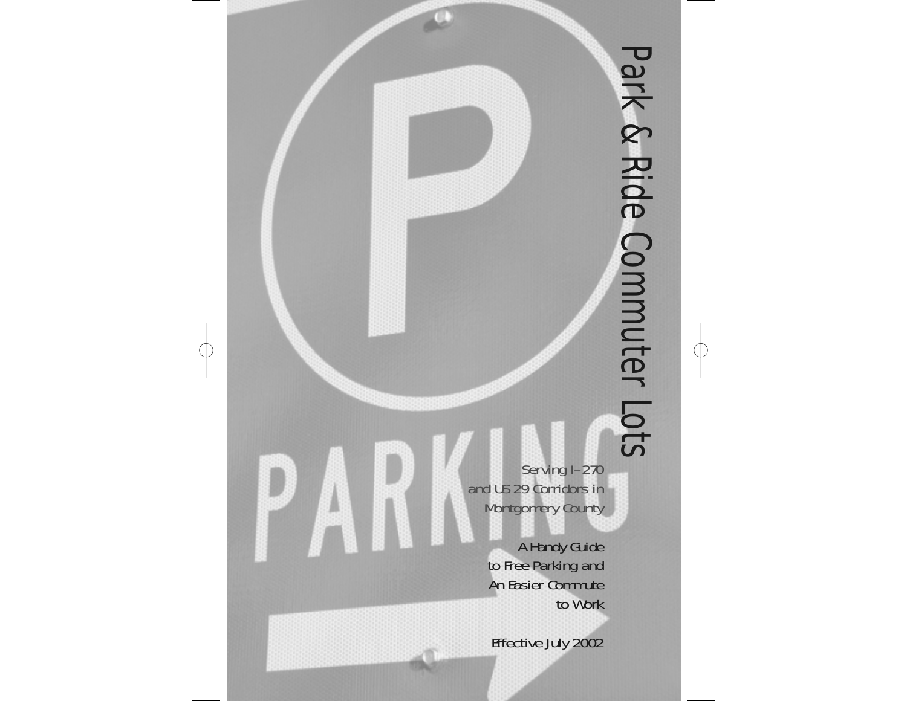# Park & Ride Commuter Lots

Serving I–270 and US 29 Corridors in Montgomery County

A Handy Guide to Free Parking and An Easier Commute to Work

Effective July 2002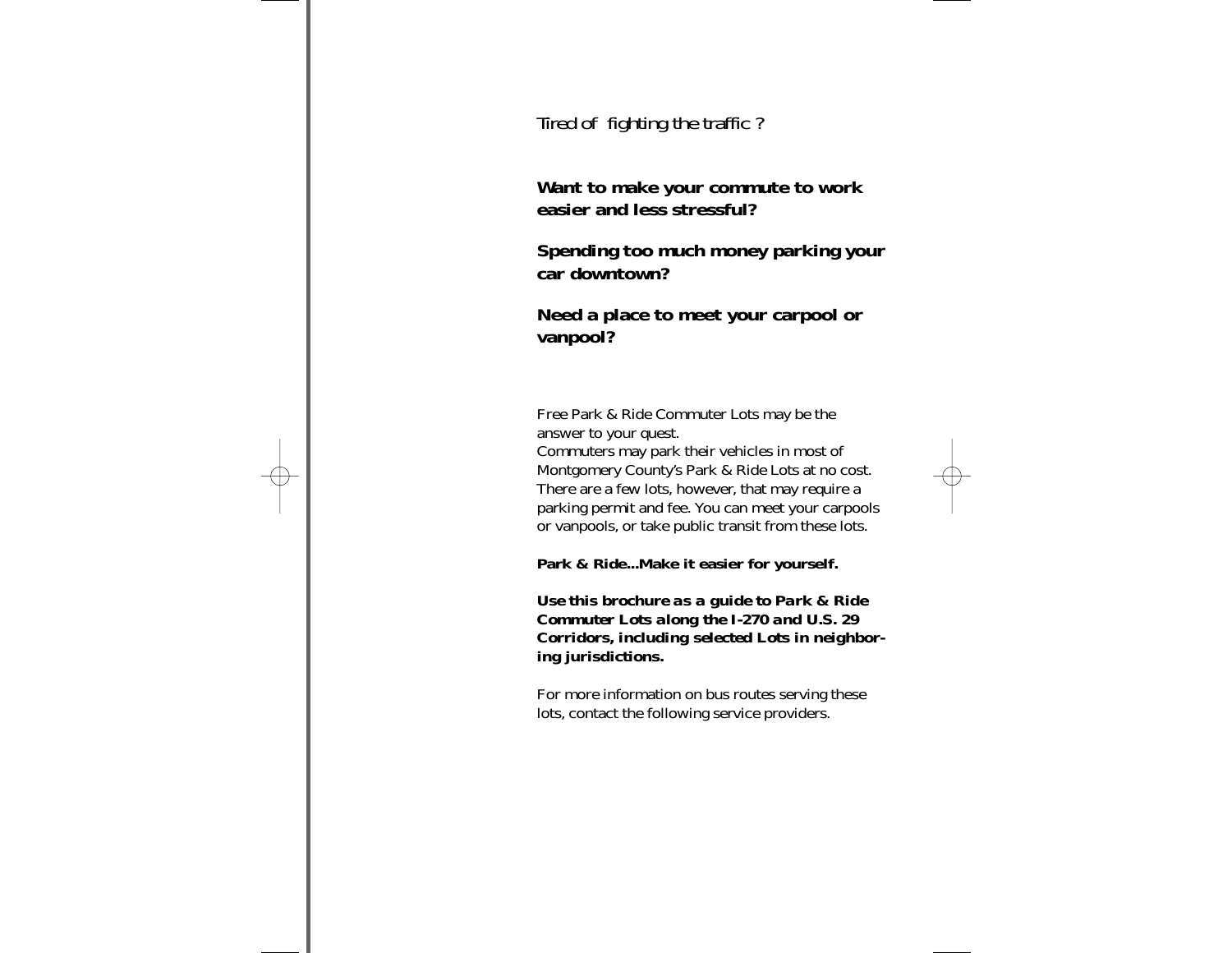*Tired of fighting the traffic ?*

**Want to make your commute to work easier and less stressful?**

**Spending too much money parking your car downtown?**

**Need a place to meet your carpool or vanpool?**

Free Park & Ride Commuter Lots may be the answer to your quest.
Commuters may park their vehicles in most of Montgomery County's Park & Ride Lots at no cost. There are a few lots, however, that may require a parking permit and fee. You can meet your carpools or vanpools, or take public transit from these lots.

***Park & Ride...Make it easier for yourself.***

***Use this brochure as a guide to Park & Ride Commuter Lots along the I-270 and U.S. 29 Corridors, including selected Lots in neighboring jurisdictions.***

For more information on bus routes serving these lots, contact the following service providers.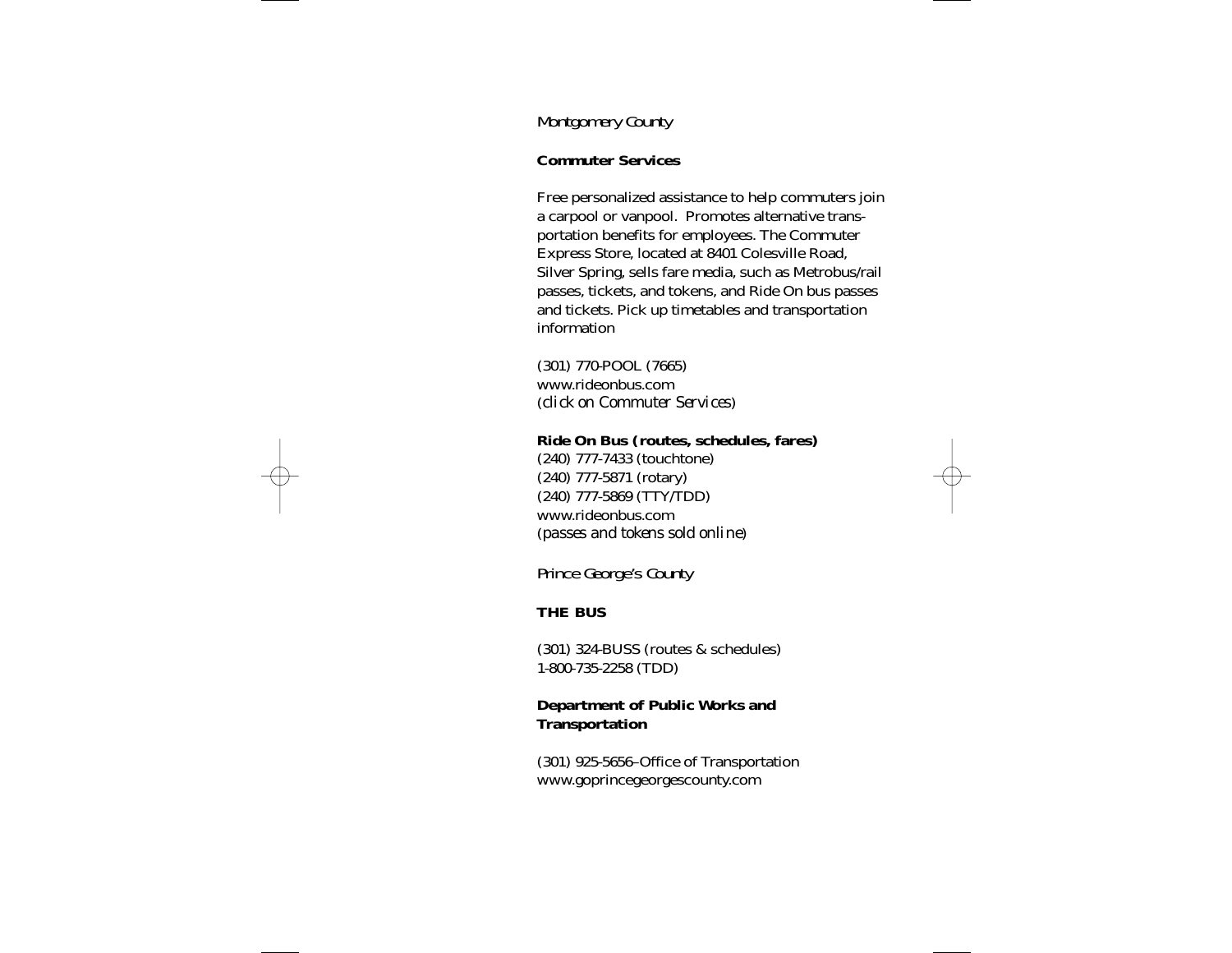*Montgomery County*

**Commuter Services**

Free personalized assistance to help commuters join a carpool or vanpool. Promotes alternative transportation benefits for employees. The Commuter Express Store, located at 8401 Colesville Road, Silver Spring, sells fare media, such as Metrobus/rail passes, tickets, and tokens, and Ride On bus passes and tickets. Pick up timetables and transportation information

(301) 770-POOL (7665)
www.rideonbus.com
(*click on Commuter Services*)

**Ride On Bus (routes, schedules, fares)**
(240) 777-7433 (touchtone)
(240) 777-5871 (rotary)
(240) 777-5869 (TTY/TDD)
www.rideonbus.com
(*passes and tokens sold online*)

*Prince George's County*

**THE BUS**

(301) 324-BUSS (routes & schedules)
1-800-735-2258 (TDD)

**Department of Public Works and Transportation**

(301) 925-5656–Office of Transportation
www.goprincegeorgescounty.com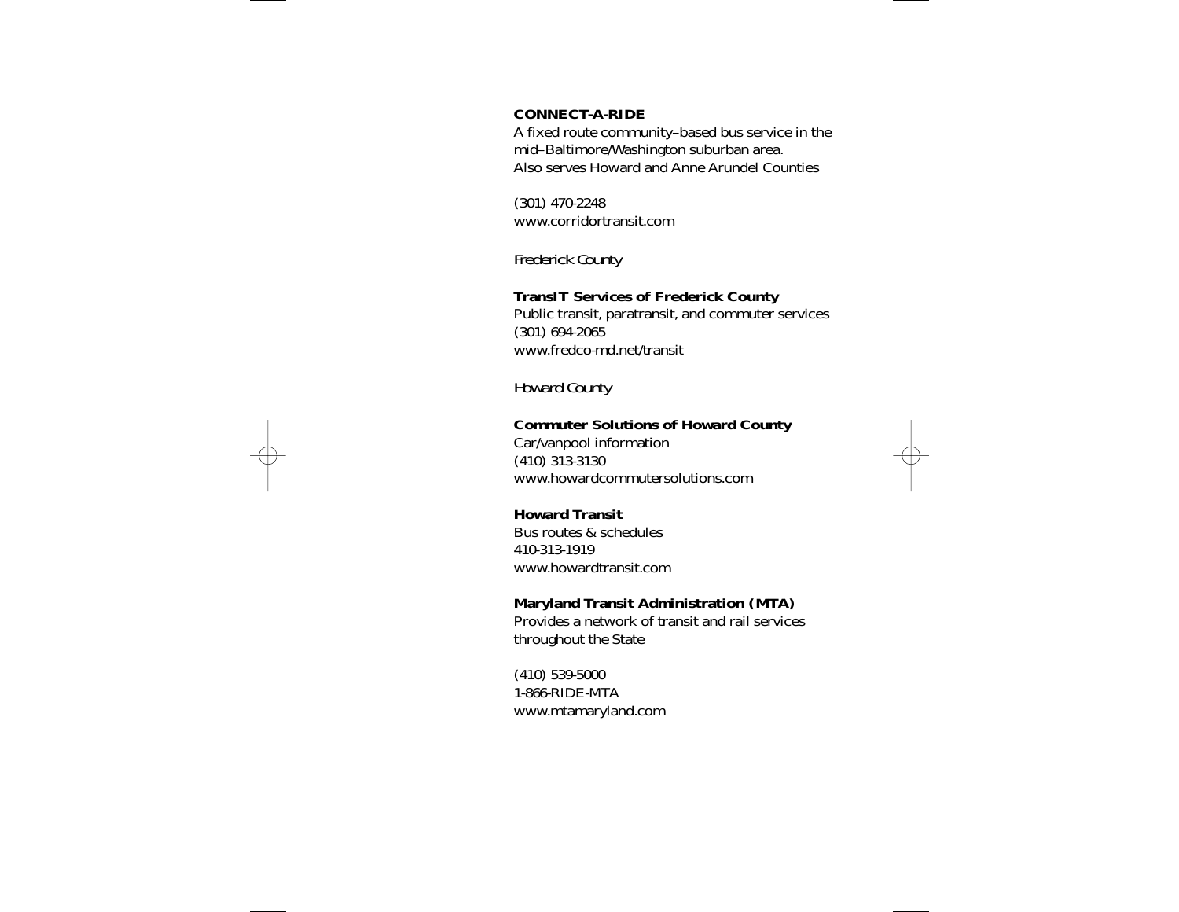**CONNECT-A-RIDE**
A fixed route community–based bus service in the mid–Baltimore/Washington suburban area.
Also serves Howard and Anne Arundel Counties

(301) 470-2248
www.corridortransit.com

*Frederick County*

**TransIT Services of Frederick County**
Public transit, paratransit, and commuter services
(301) 694-2065
www.fredco-md.net/transit

*Howard County*

**Commuter Solutions of Howard County**
Car/vanpool information
(410) 313-3130
www.howardcommutersolutions.com

**Howard Transit**
Bus routes & schedules
410-313-1919
www.howardtransit.com

**Maryland Transit Administration (MTA)**
Provides a network of transit and rail services throughout the State

(410) 539-5000
1-866-RIDE-MTA
www.mtamaryland.com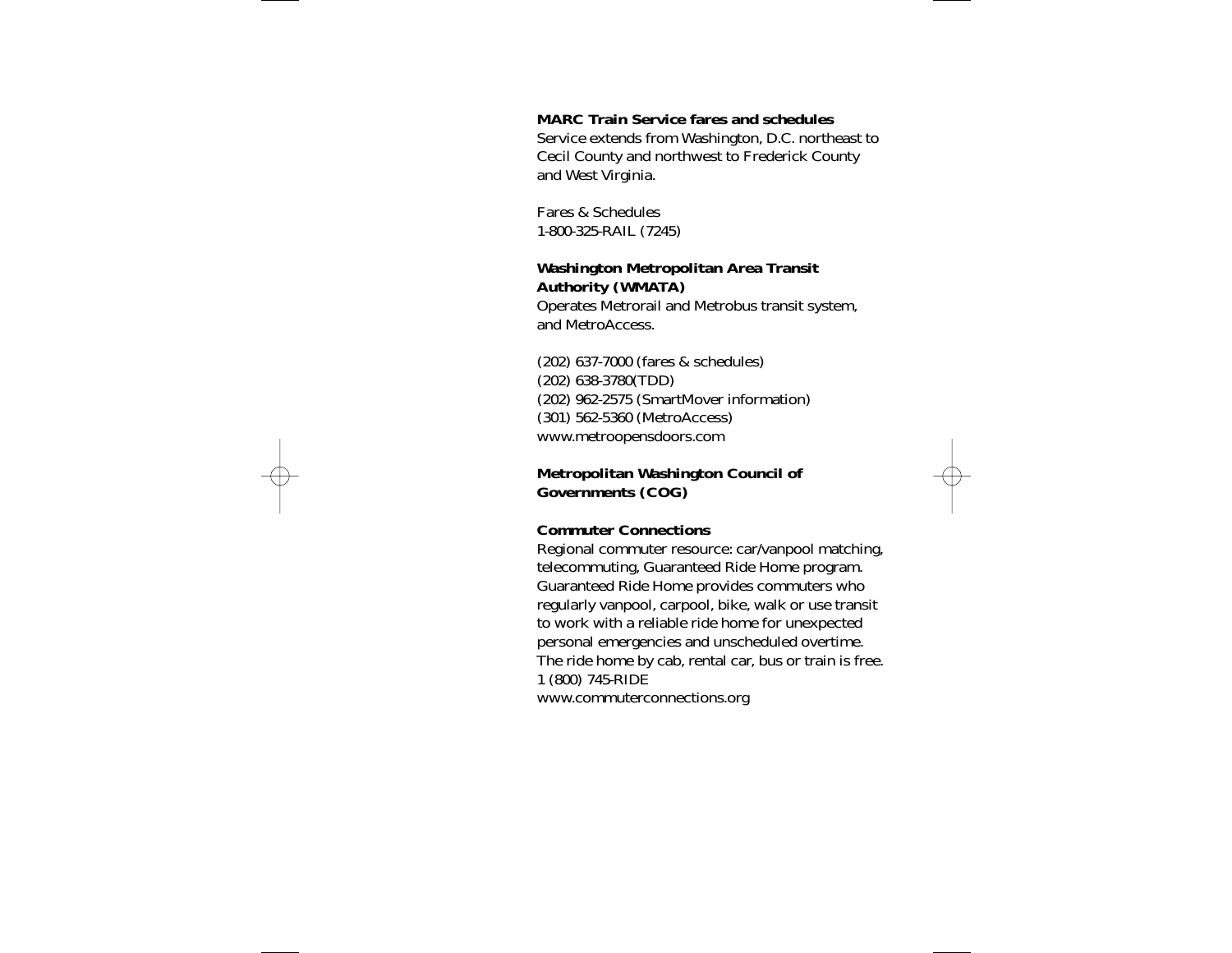**MARC Train Service fares and schedules**
Service extends from Washington, D.C. northeast to Cecil County and northwest to Frederick County and West Virginia.

Fares & Schedules
1-800-325-RAIL (7245)

**Washington Metropolitan Area Transit Authority (WMATA)**
Operates Metrorail and Metrobus transit system, and MetroAccess.

(202) 637-7000 (fares & schedules)
(202) 638-3780(TDD)
(202) 962-2575 (SmartMover information)
(301) 562-5360 (MetroAccess)
www.metroopensdoors.com

**Metropolitan Washington Council of Governments (COG)**

**Commuter Connections**
Regional commuter resource: car/vanpool matching, telecommuting, Guaranteed Ride Home program. Guaranteed Ride Home provides commuters who regularly vanpool, carpool, bike, walk or use transit to work with a reliable ride home for unexpected personal emergencies and unscheduled overtime. The ride home by cab, rental car, bus or train is free.
1 (800) 745-RIDE
www.commuterconnections.org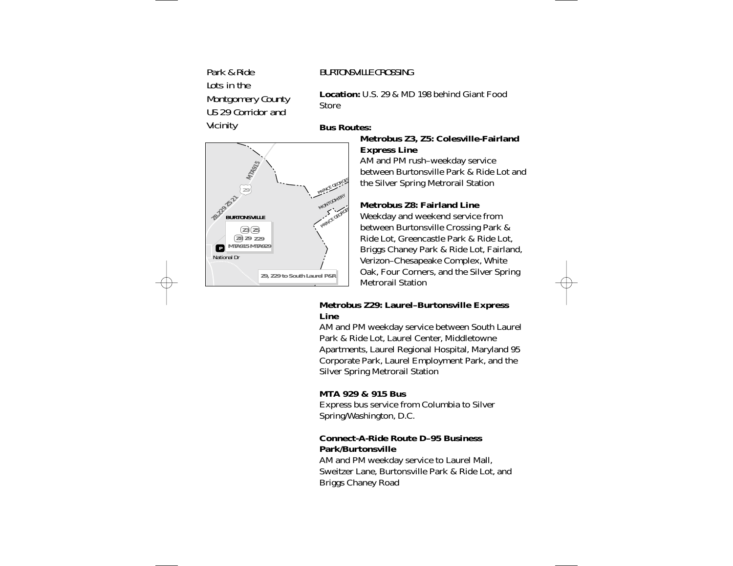Park & Ride Lots in the Montgomery County US 29 Corridor and Vicinity

BURTONSVILLE CROSSING

**Location:** U.S. 29 & MD 198 behind Giant Food Store

**Bus Routes:**

**Metrobus Z3, Z5: Colesville-Fairland Express Line**
AM and PM rush–weekday service between Burtonsville Park & Ride Lot and the Silver Spring Metrorail Station

**Metrobus Z8: Fairland Line**
Weekday and weekend service from between Burtonsville Crossing Park & Ride Lot, Greencastle Park & Ride Lot, Briggs Chaney Park & Ride Lot, Fairland, Verizon–Chesapeake Complex, White Oak, Four Corners, and the Silver Spring Metrorail Station

**Metrobus Z29: Laurel–Burtonsville Express Line**
AM and PM weekday service between South Laurel Park & Ride Lot, Laurel Center, Middletowne Apartments, Laurel Regional Hospital, Maryland 95 Corporate Park, Laurel Employment Park, and the Silver Spring Metrorail Station

**MTA 929 & 915 Bus**
Express bus service from Columbia to Silver Spring/Washington, D.C.

**Connect-A-Ride Route D–95 Business Park/Burtonsville**
AM and PM weekday service to Laurel Mall, Sweitzer Lane, Burtonsville Park & Ride Lot, and Briggs Chaney Road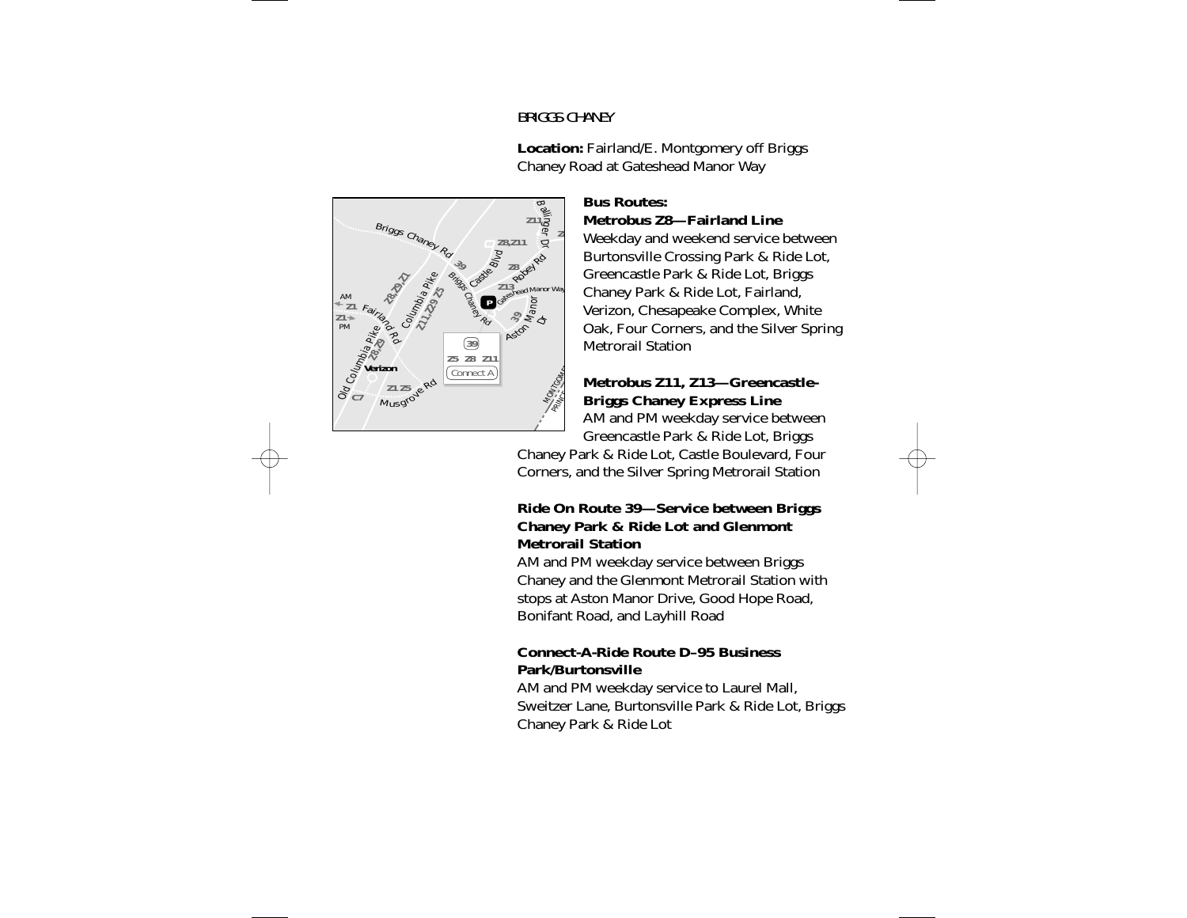BRIGGS CHANEY

**Location:** Fairland/E. Montgomery off Briggs Chaney Road at Gateshead Manor Way

**Bus Routes:**

**Metrobus Z8—Fairland Line**
Weekday and weekend service between Burtonsville Crossing Park & Ride Lot, Greencastle Park & Ride Lot, Briggs Chaney Park & Ride Lot, Fairland, Verizon, Chesapeake Complex, White Oak, Four Corners, and the Silver Spring Metrorail Station

**Metrobus Z11, Z13—Greencastle-Briggs Chaney Express Line**
AM and PM weekday service between Greencastle Park & Ride Lot, Briggs Chaney Park & Ride Lot, Castle Boulevard, Four Corners, and the Silver Spring Metrorail Station

**Ride On Route 39—Service between Briggs Chaney Park & Ride Lot and Glenmont Metrorail Station**
AM and PM weekday service between Briggs Chaney and the Glenmont Metrorail Station with stops at Aston Manor Drive, Good Hope Road, Bonifant Road, and Layhill Road

**Connect-A-Ride Route D–95 Business Park/Burtonsville**
AM and PM weekday service to Laurel Mall, Sweitzer Lane, Burtonsville Park & Ride Lot, Briggs Chaney Park & Ride Lot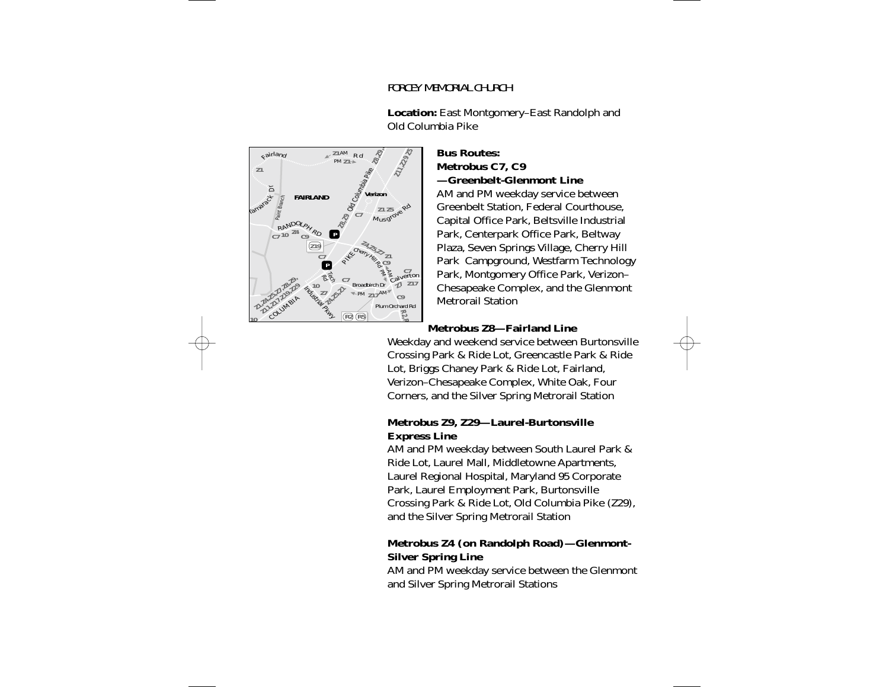FORCEY MEMORIAL CHURCH

**Location:** East Montgomery–East Randolph and Old Columbia Pike

**Bus Routes:**

**Metrobus C7, C9 —Greenbelt-Glenmont Line**

AM and PM weekday service between Greenbelt Station, Federal Courthouse, Capital Office Park, Beltsville Industrial Park, Centerpark Office Park, Beltway Plaza, Seven Springs Village, Cherry Hill Park Campground, Westfarm Technology Park, Montgomery Office Park, Verizon–Chesapeake Complex, and the Glenmont Metrorail Station

**Metrobus Z8—Fairland Line**

Weekday and weekend service between Burtonsville Crossing Park & Ride Lot, Greencastle Park & Ride Lot, Briggs Chaney Park & Ride Lot, Fairland, Verizon–Chesapeake Complex, White Oak, Four Corners, and the Silver Spring Metrorail Station

**Metrobus Z9, Z29—Laurel-Burtonsville Express Line**

AM and PM weekday between South Laurel Park & Ride Lot, Laurel Mall, Middletowne Apartments, Laurel Regional Hospital, Maryland 95 Corporate Park, Laurel Employment Park, Burtonsville Crossing Park & Ride Lot, Old Columbia Pike (Z29), and the Silver Spring Metrorail Station

**Metrobus Z4 (on Randolph Road)—Glenmont-Silver Spring Line**

AM and PM weekday service between the Glenmont and Silver Spring Metrorail Stations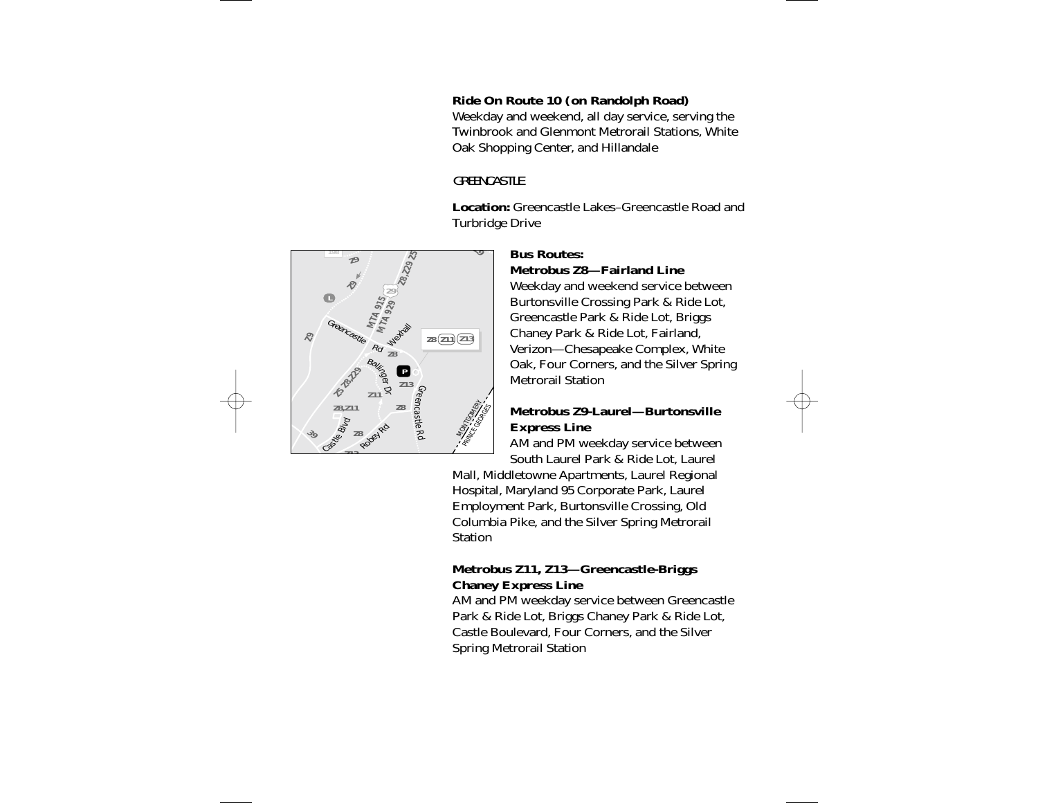**Ride On Route 10 (on Randolph Road)**
Weekday and weekend, all day service, serving the Twinbrook and Glenmont Metrorail Stations, White Oak Shopping Center, and Hillandale

## GREENCASTLE

**Location:** Greencastle Lakes–Greencastle Road and Turbridge Drive

**Bus Routes:**

**Metrobus Z8—Fairland Line**
Weekday and weekend service between Burtonsville Crossing Park & Ride Lot, Greencastle Park & Ride Lot, Briggs Chaney Park & Ride Lot, Fairland, Verizon—Chesapeake Complex, White Oak, Four Corners, and the Silver Spring Metrorail Station

**Metrobus Z9-Laurel—Burtonsville Express Line**
AM and PM weekday service between South Laurel Park & Ride Lot, Laurel Mall, Middletowne Apartments, Laurel Regional Hospital, Maryland 95 Corporate Park, Laurel Employment Park, Burtonsville Crossing, Old Columbia Pike, and the Silver Spring Metrorail Station

**Metrobus Z11, Z13—Greencastle-Briggs Chaney Express Line**
AM and PM weekday service between Greencastle Park & Ride Lot, Briggs Chaney Park & Ride Lot, Castle Boulevard, Four Corners, and the Silver Spring Metrorail Station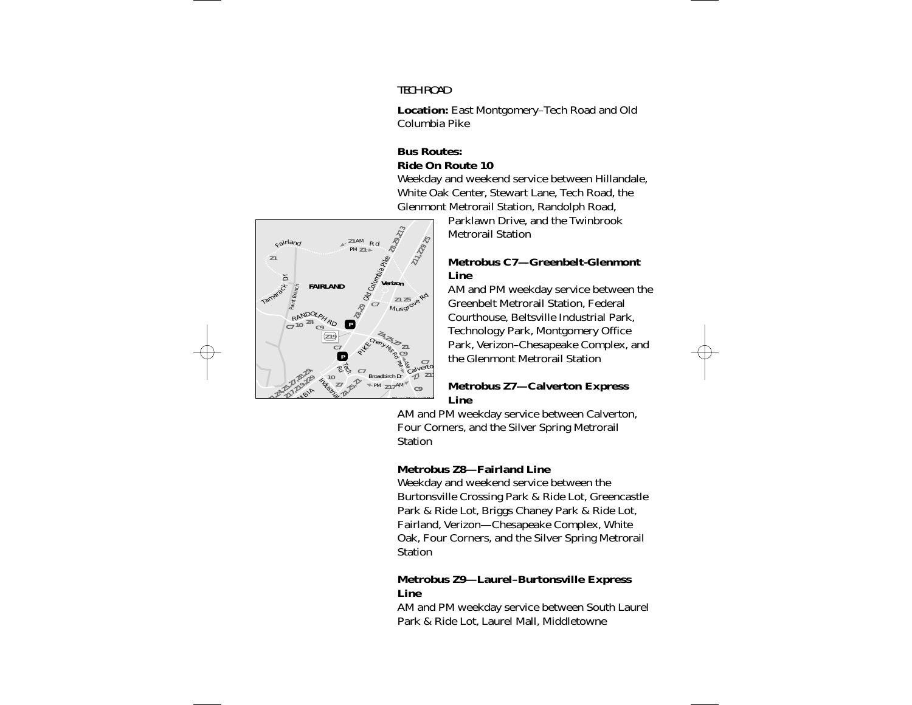TECH ROAD

**Location:** East Montgomery–Tech Road and Old Columbia Pike

**Bus Routes:**

**Ride On Route 10**

Weekday and weekend service between Hillandale, White Oak Center, Stewart Lane, Tech Road, the Glenmont Metrorail Station, Randolph Road, Parklawn Drive, and the Twinbrook Metrorail Station

**Metrobus C7—Greenbelt-Glenmont Line**

AM and PM weekday service between the Greenbelt Metrorail Station, Federal Courthouse, Beltsville Industrial Park, Technology Park, Montgomery Office Park, Verizon–Chesapeake Complex, and the Glenmont Metrorail Station

**Metrobus Z7—Calverton Express Line**

AM and PM weekday service between Calverton, Four Corners, and the Silver Spring Metrorail Station

**Metrobus Z8—Fairland Line**

Weekday and weekend service between the Burtonsville Crossing Park & Ride Lot, Greencastle Park & Ride Lot, Briggs Chaney Park & Ride Lot, Fairland, Verizon—Chesapeake Complex, White Oak, Four Corners, and the Silver Spring Metrorail Station

**Metrobus Z9—Laurel–Burtonsville Express Line**

AM and PM weekday service between South Laurel Park & Ride Lot, Laurel Mall, Middletowne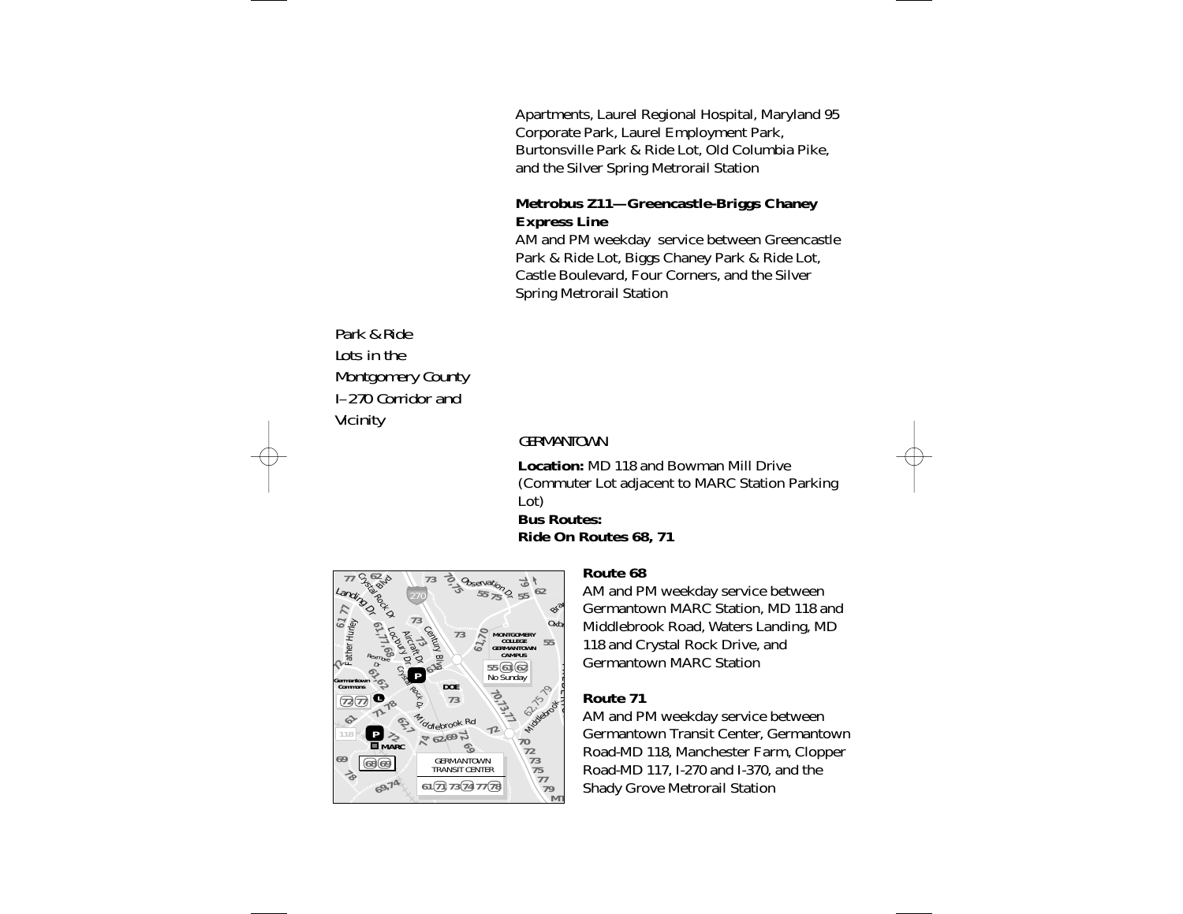Apartments, Laurel Regional Hospital, Maryland 95 Corporate Park, Laurel Employment Park, Burtonsville Park & Ride Lot, Old Columbia Pike, and the Silver Spring Metrorail Station

**Metrobus Z11—Greencastle-Briggs Chaney Express Line**
AM and PM weekday service between Greencastle Park & Ride Lot, Biggs Chaney Park & Ride Lot, Castle Boulevard, Four Corners, and the Silver Spring Metrorail Station

*Park & Ride Lots in the Montgomery County I–270 Corridor and Vicinity*

GERMANTOWN

**Location:** MD 118 and Bowman Mill Drive (Commuter Lot adjacent to MARC Station Parking Lot)
**Bus Routes:**
**Ride On Routes 68, 71**

**Route 68**
AM and PM weekday service between Germantown MARC Station, MD 118 and Middlebrook Road, Waters Landing, MD 118 and Crystal Rock Drive, and Germantown MARC Station

**Route 71**
AM and PM weekday service between Germantown Transit Center, Germantown Road-MD 118, Manchester Farm, Clopper Road-MD 117, I-270 and I-370, and the Shady Grove Metrorail Station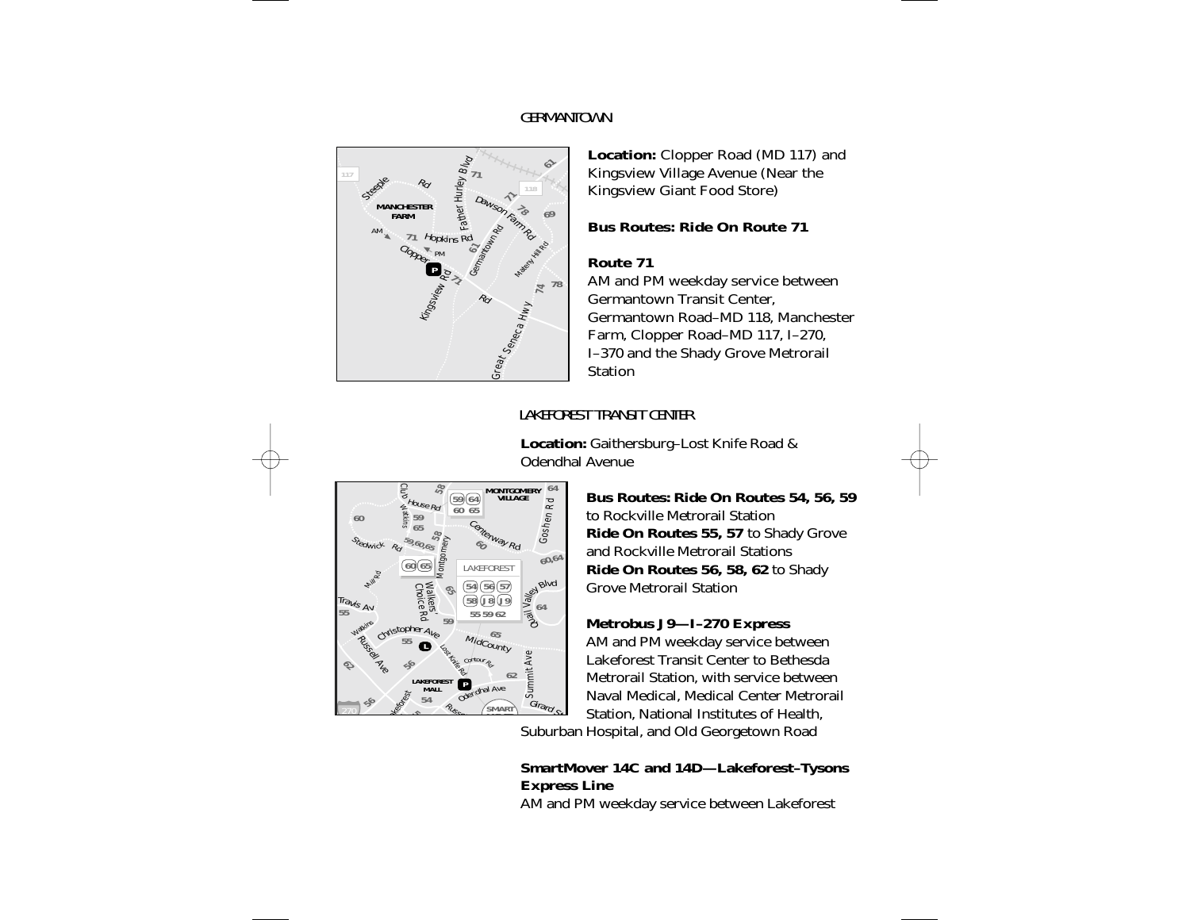## GERMANTOWN

**Location:** Clopper Road (MD 117) and Kingsview Village Avenue (Near the Kingsview Giant Food Store)

**Bus Routes: Ride On Route 71**

**Route 71**
AM and PM weekday service between Germantown Transit Center, Germantown Road–MD 118, Manchester Farm, Clopper Road–MD 117, I–270, I–370 and the Shady Grove Metrorail Station

## LAKEFOREST TRANSIT CENTER

**Location:** Gaithersburg–Lost Knife Road & Odendhal Avenue

**Bus Routes: Ride On Routes 54, 56, 59** to Rockville Metrorail Station
**Ride On Routes 55, 57** to Shady Grove and Rockville Metrorail Stations
**Ride On Routes 56, 58, 62** to Shady Grove Metrorail Station

**Metrobus J9—I–270 Express**
AM and PM weekday service between Lakeforest Transit Center to Bethesda Metrorail Station, with service between Naval Medical, Medical Center Metrorail Station, National Institutes of Health, Suburban Hospital, and Old Georgetown Road

**SmartMover 14C and 14D—Lakeforest–Tysons Express Line**
AM and PM weekday service between Lakeforest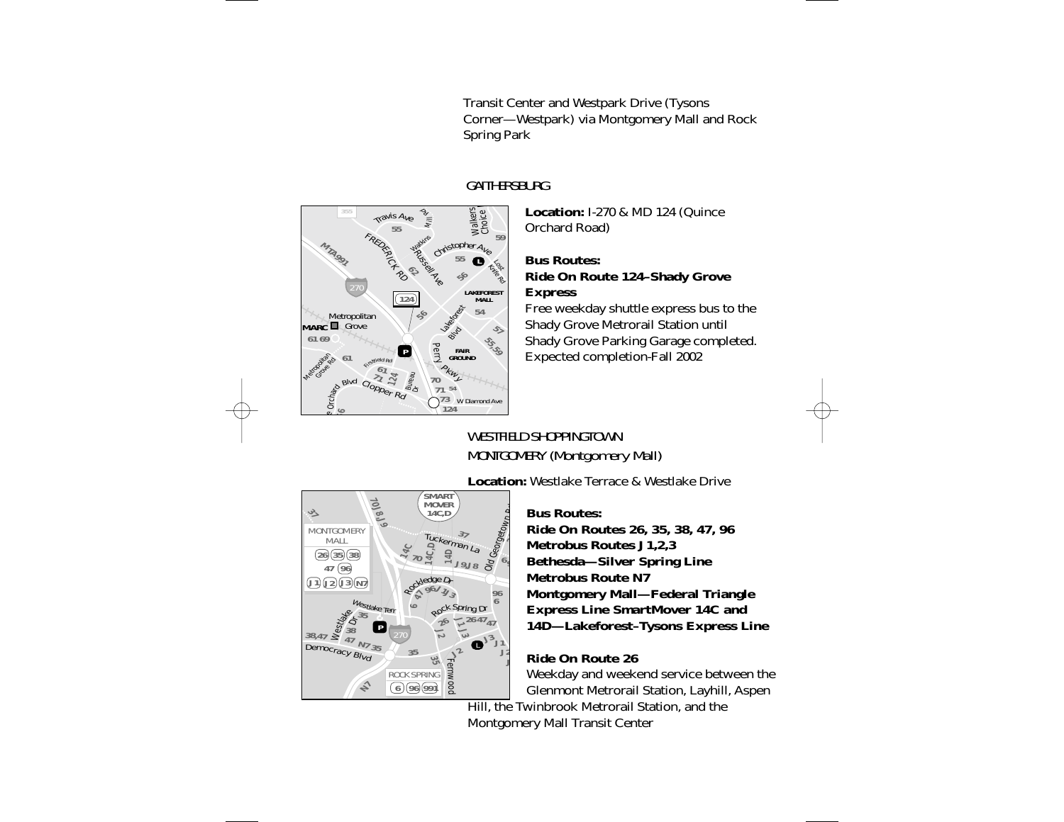Transit Center and Westpark Drive (Tysons Corner—Westpark) via Montgomery Mall and Rock Spring Park

## GAITHERSBURG

**Location:** I-270 & MD 124 (Quince Orchard Road)

**Bus Routes:**

**Ride On Route 124–Shady Grove Express**

Free weekday shuttle express bus to the Shady Grove Metrorail Station until Shady Grove Parking Garage completed. Expected completion-Fall 2002

## WESTFIELD SHOPPINGTOWN MONTGOMERY *(Montgomery Mall)*

**Location:** Westlake Terrace & Westlake Drive

**Bus Routes:**

**Ride On Routes 26, 35, 38, 47, 96**

**Metrobus Routes J1,2,3**

**Bethesda—Silver Spring Line**

**Metrobus Route N7**

**Montgomery Mall—Federal Triangle Express Line SmartMover 14C and 14D—Lakeforest–Tysons Express Line**

**Ride On Route 26**

Weekday and weekend service between the Glenmont Metrorail Station, Layhill, Aspen Hill, the Twinbrook Metrorail Station, and the Montgomery Mall Transit Center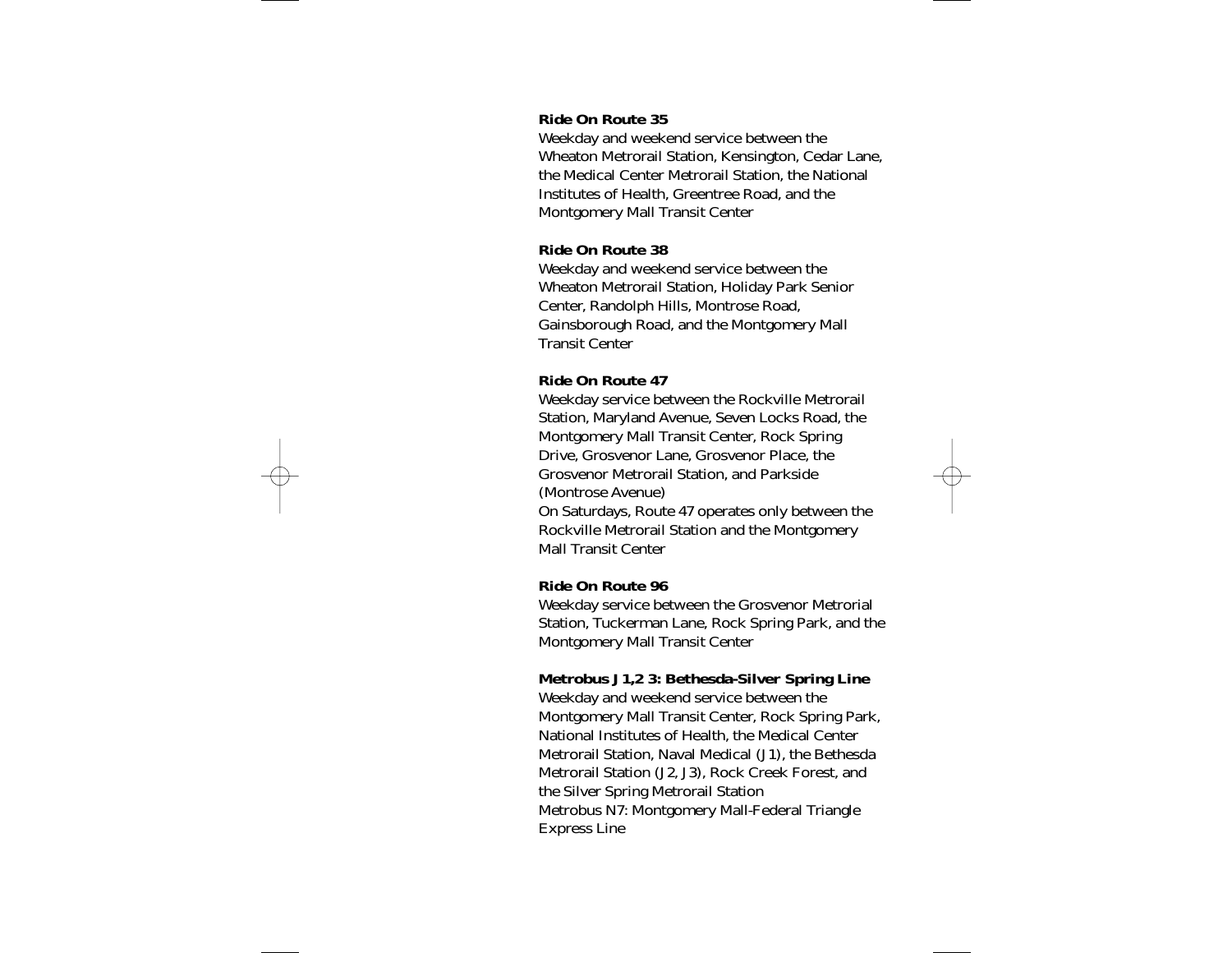**Ride On Route 35**
Weekday and weekend service between the Wheaton Metrorail Station, Kensington, Cedar Lane, the Medical Center Metrorail Station, the National Institutes of Health, Greentree Road, and the Montgomery Mall Transit Center

**Ride On Route 38**
Weekday and weekend service between the Wheaton Metrorail Station, Holiday Park Senior Center, Randolph Hills, Montrose Road, Gainsborough Road, and the Montgomery Mall Transit Center

**Ride On Route 47**
Weekday service between the Rockville Metrorail Station, Maryland Avenue, Seven Locks Road, the Montgomery Mall Transit Center, Rock Spring Drive, Grosvenor Lane, Grosvenor Place, the Grosvenor Metrorail Station, and Parkside (Montrose Avenue)
On Saturdays, Route 47 operates only between the Rockville Metrorail Station and the Montgomery Mall Transit Center

**Ride On Route 96**
Weekday service between the Grosvenor Metrorial Station, Tuckerman Lane, Rock Spring Park, and the Montgomery Mall Transit Center

**Metrobus J1,2 3: Bethesda-Silver Spring Line**
Weekday and weekend service between the Montgomery Mall Transit Center, Rock Spring Park, National Institutes of Health, the Medical Center Metrorail Station, Naval Medical (J1), the Bethesda Metrorail Station (J2, J3), Rock Creek Forest, and the Silver Spring Metrorail Station
Metrobus N7: Montgomery Mall-Federal Triangle Express Line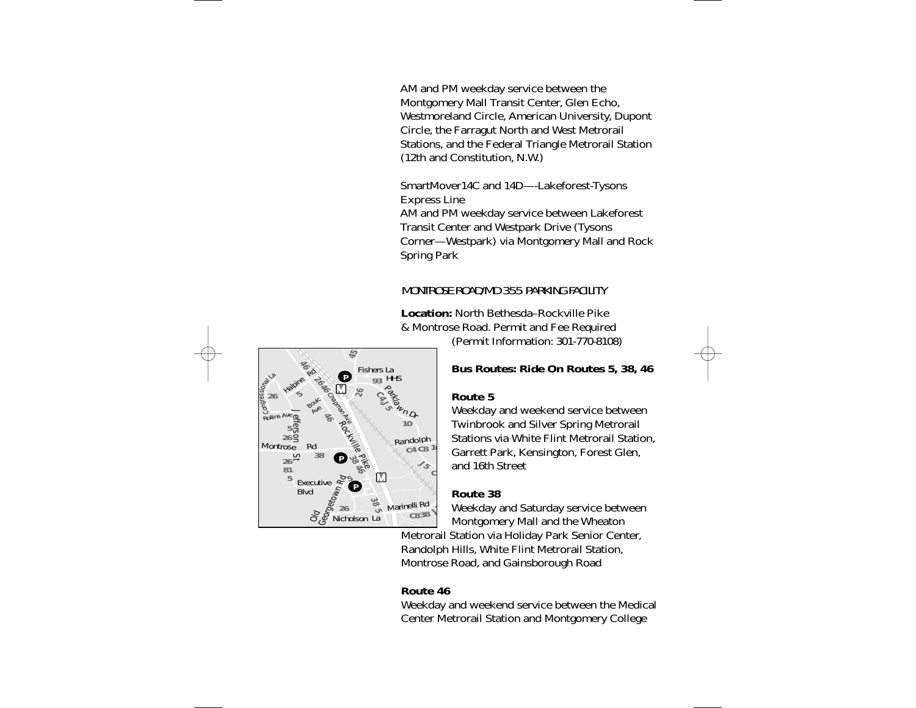AM and PM weekday service between the Montgomery Mall Transit Center, Glen Echo, Westmoreland Circle, American University, Dupont Circle, the Farragut North and West Metrorail Stations, and the Federal Triangle Metrorail Station (12th and Constitution, N.W.)

SmartMover14C and 14D—-Lakeforest-Tysons Express Line
AM and PM weekday service between Lakeforest Transit Center and Westpark Drive (Tysons Corner—Westpark) via Montgomery Mall and Rock Spring Park

## MONTROSE ROAD/MD 355 PARKING FACILITY

**Location:** North Bethesda–Rockville Pike & Montrose Road. Permit and Fee Required (Permit Information: 301-770-8108)

**Bus Routes: Ride On Routes 5, 38, 46**

**Route 5**
Weekday and weekend service between Twinbrook and Silver Spring Metrorail Stations via White Flint Metrorail Station, Garrett Park, Kensington, Forest Glen, and 16th Street

**Route 38**
Weekday and Saturday service between Montgomery Mall and the Wheaton Metrorail Station via Holiday Park Senior Center, Randolph Hills, White Flint Metrorail Station, Montrose Road, and Gainsborough Road

**Route 46**
Weekday and weekend service between the Medical Center Metrorail Station and Montgomery College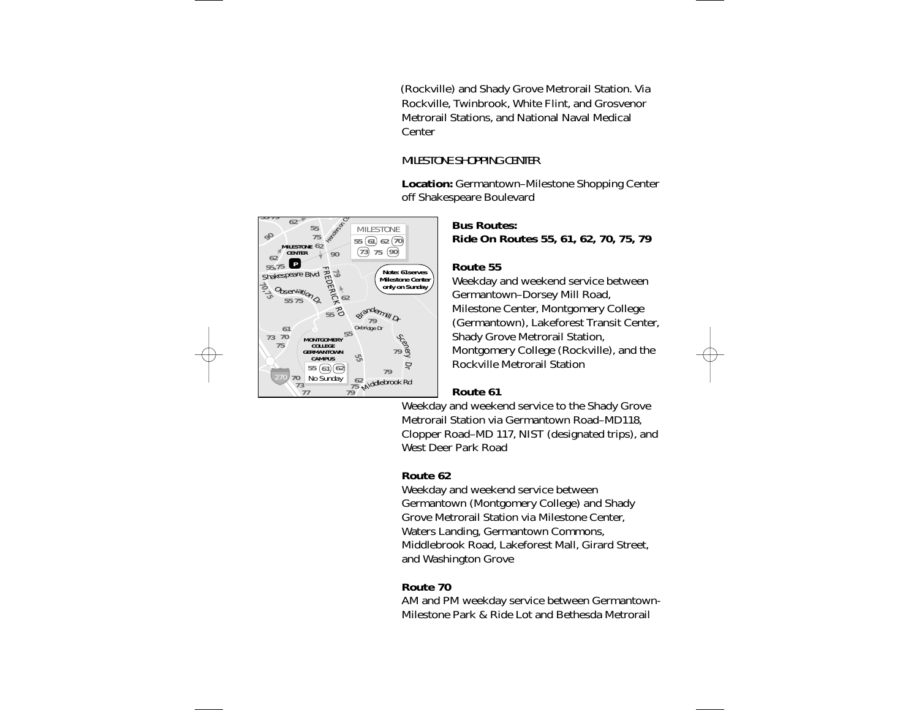(Rockville) and Shady Grove Metrorail Station. Via Rockville, Twinbrook, White Flint, and Grosvenor Metrorail Stations, and National Naval Medical Center

MILESTONE SHOPPING CENTER

**Location:** Germantown–Milestone Shopping Center off Shakespeare Boulevard

**Bus Routes:**
**Ride On Routes 55, 61, 62, 70, 75, 79**

**Route 55**
Weekday and weekend service between Germantown–Dorsey Mill Road, Milestone Center, Montgomery College (Germantown), Lakeforest Transit Center, Shady Grove Metrorail Station, Montgomery College (Rockville), and the Rockville Metrorail Station

**Route 61**
Weekday and weekend service to the Shady Grove Metrorail Station via Germantown Road–MD118, Clopper Road–MD 117, NIST (designated trips), and West Deer Park Road

**Route 62**
Weekday and weekend service between Germantown (Montgomery College) and Shady Grove Metrorail Station via Milestone Center, Waters Landing, Germantown Commons, Middlebrook Road, Lakeforest Mall, Girard Street, and Washington Grove

**Route 70**
AM and PM weekday service between Germantown-Milestone Park & Ride Lot and Bethesda Metrorail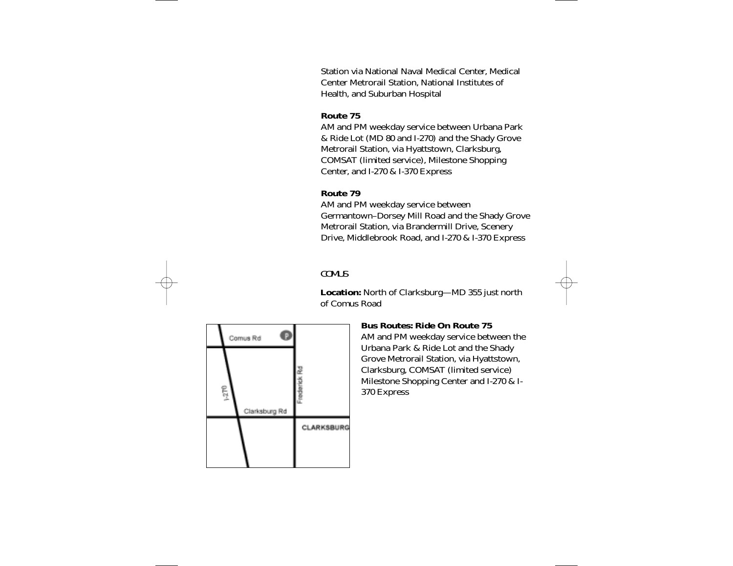Station via National Naval Medical Center, Medical Center Metrorail Station, National Institutes of Health, and Suburban Hospital

**Route 75**
AM and PM weekday service between Urbana Park & Ride Lot (MD 80 and I-270) and the Shady Grove Metrorail Station, via Hyattstown, Clarksburg, COMSAT (limited service), Milestone Shopping Center, and I-270 & I-370 Express

**Route 79**
AM and PM weekday service between Germantown–Dorsey Mill Road and the Shady Grove Metrorail Station, via Brandermill Drive, Scenery Drive, Middlebrook Road, and I-270 & I-370 Express

## COMUS

**Location:** North of Clarksburg—MD 355 just north of Comus Road

**Bus Routes: Ride On Route 75**
AM and PM weekday service between the Urbana Park & Ride Lot and the Shady Grove Metrorail Station, via Hyattstown, Clarksburg, COMSAT (limited service) Milestone Shopping Center and I-270 & I-370 Express

Comus Rd
P
I-270
Frederick Rd
Clarksburg Rd
CLARKSBURG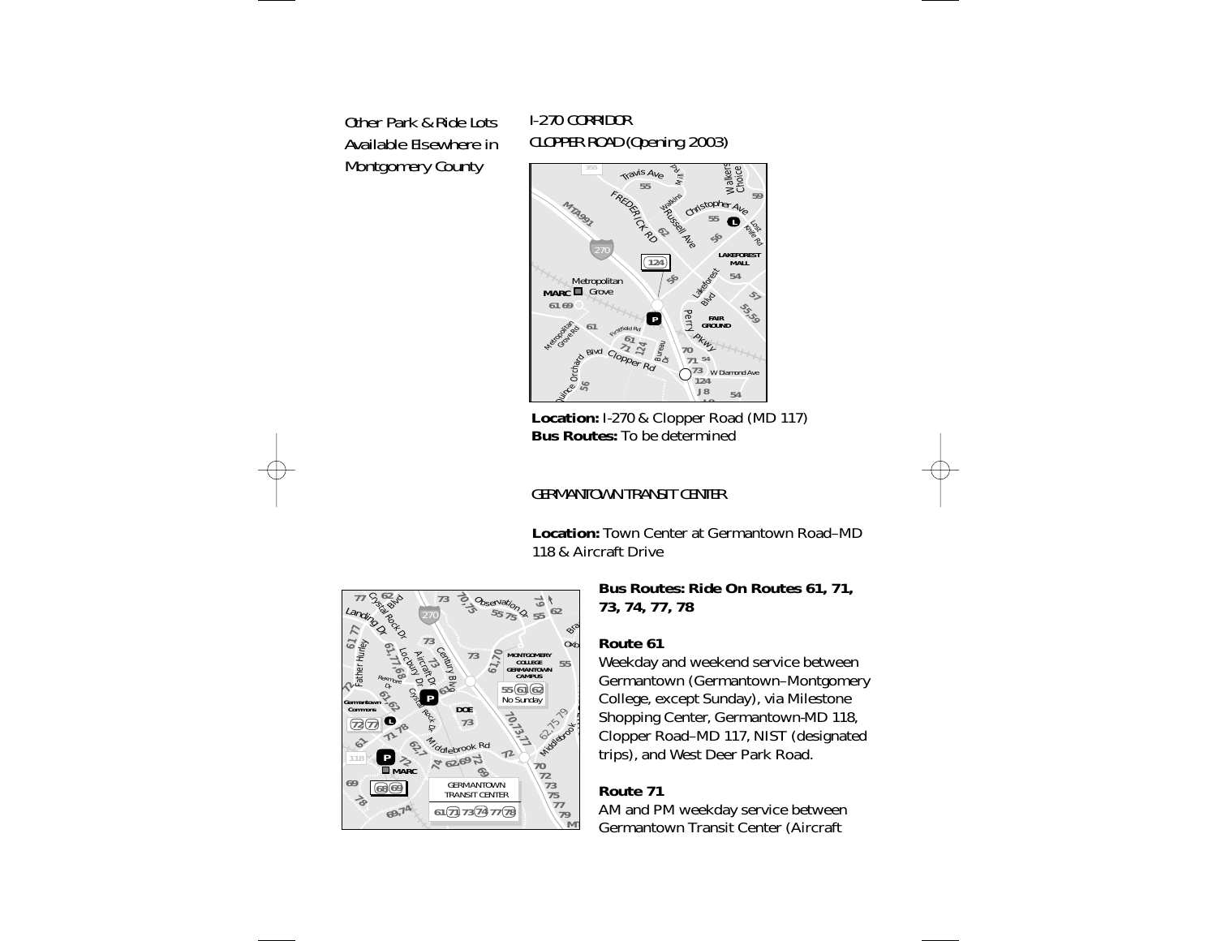Other Park & Ride Lots Available Elsewhere in Montgomery County

## I-270 CORRIDOR

### CLOPPER ROAD (Opening 2003)

**Location:** I-270 & Clopper Road (MD 117)
**Bus Routes:** To be determined

### GERMANTOWN TRANSIT CENTER

**Location:** Town Center at Germantown Road–MD 118 & Aircraft Drive

**Bus Routes: Ride On Routes 61, 71, 73, 74, 77, 78**

**Route 61**
Weekday and weekend service between Germantown (Germantown–Montgomery College, except Sunday), via Milestone Shopping Center, Germantown-MD 118, Clopper Road–MD 117, NIST (designated trips), and West Deer Park Road.

**Route 71**
AM and PM weekday service between Germantown Transit Center (Aircraft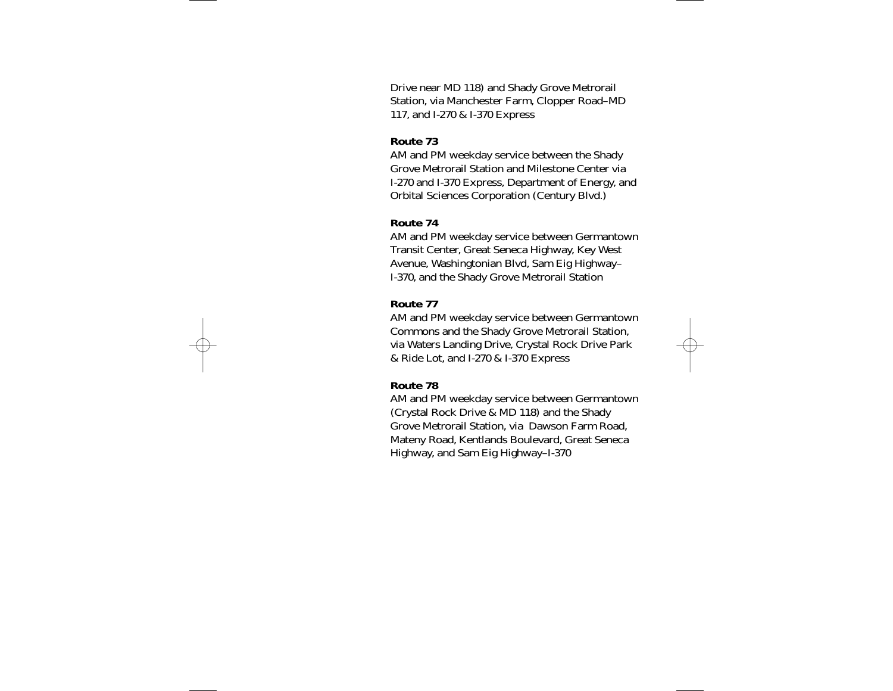Drive near MD 118) and Shady Grove Metrorail Station, via Manchester Farm, Clopper Road–MD 117, and I-270 & I-370 Express

**Route 73**

AM and PM weekday service between the Shady Grove Metrorail Station and Milestone Center via I-270 and I-370 Express, Department of Energy, and Orbital Sciences Corporation (Century Blvd.)

**Route 74**

AM and PM weekday service between Germantown Transit Center, Great Seneca Highway, Key West Avenue, Washingtonian Blvd, Sam Eig Highway–I-370, and the Shady Grove Metrorail Station

**Route 77**

AM and PM weekday service between Germantown Commons and the Shady Grove Metrorail Station, via Waters Landing Drive, Crystal Rock Drive Park & Ride Lot, and I-270 & I-370 Express

**Route 78**

AM and PM weekday service between Germantown (Crystal Rock Drive & MD 118) and the Shady Grove Metrorail Station, via Dawson Farm Road, Mateny Road, Kentlands Boulevard, Great Seneca Highway, and Sam Eig Highway–I-370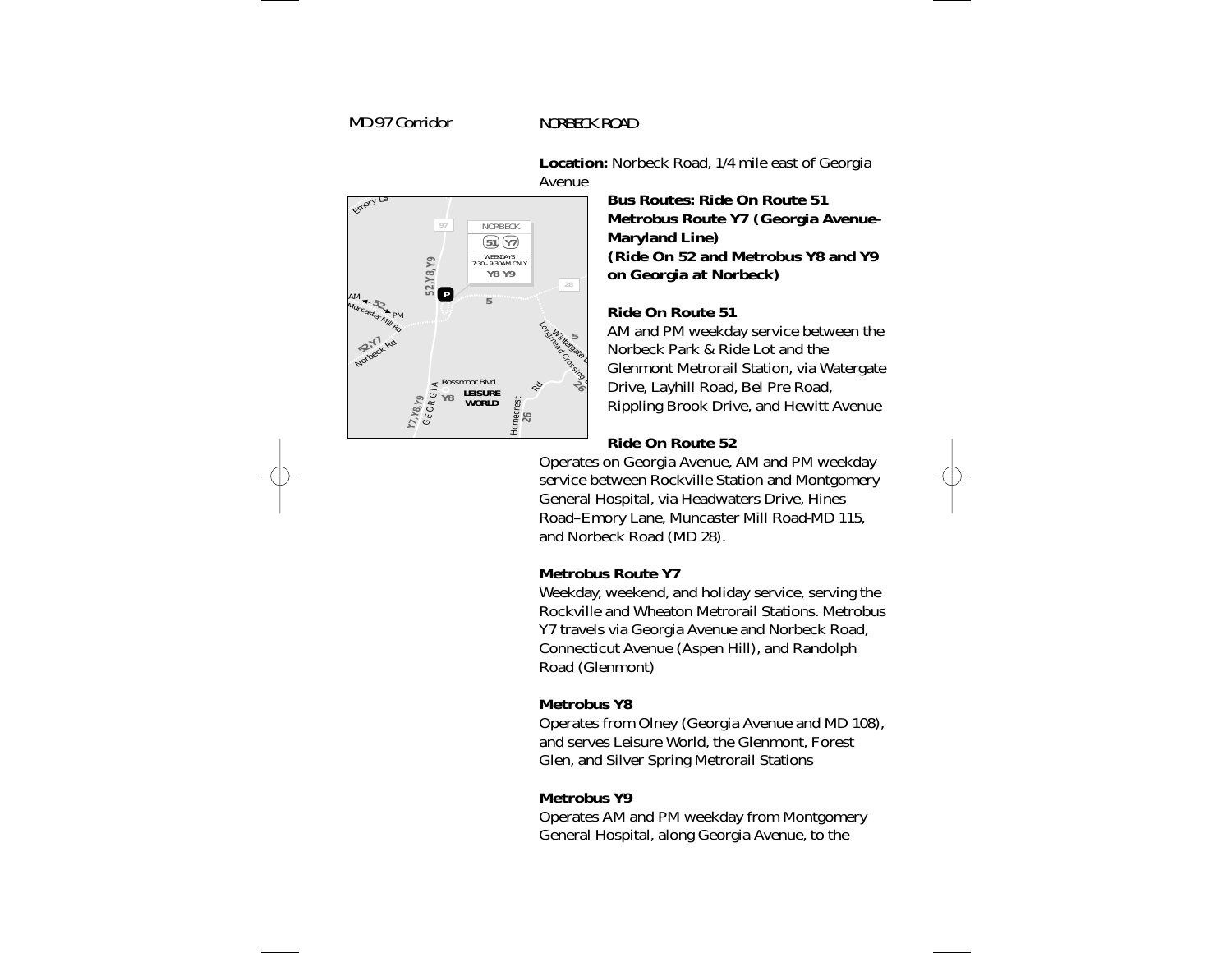MD 97 Corridor

NORBECK ROAD

**Location:** Norbeck Road, 1/4 mile east of Georgia Avenue

**Bus Routes: Ride On Route 51**
**Metrobus Route Y7 (Georgia Avenue-Maryland Line)**
**(Ride On 52 and Metrobus Y8 and Y9 on Georgia at Norbeck)**

**Ride On Route 51**
AM and PM weekday service between the Norbeck Park & Ride Lot and the Glenmont Metrorail Station, via Watergate Drive, Layhill Road, Bel Pre Road, Rippling Brook Drive, and Hewitt Avenue

**Ride On Route 52**
Operates on Georgia Avenue, AM and PM weekday service between Rockville Station and Montgomery General Hospital, via Headwaters Drive, Hines Road–Emory Lane, Muncaster Mill Road-MD 115, and Norbeck Road (MD 28).

**Metrobus Route Y7**
Weekday, weekend, and holiday service, serving the Rockville and Wheaton Metrorail Stations. Metrobus Y7 travels via Georgia Avenue and Norbeck Road, Connecticut Avenue (Aspen Hill), and Randolph Road (Glenmont)

**Metrobus Y8**
Operates from Olney (Georgia Avenue and MD 108), and serves Leisure World, the Glenmont, Forest Glen, and Silver Spring Metrorail Stations

**Metrobus Y9**
Operates AM and PM weekday from Montgomery General Hospital, along Georgia Avenue, to the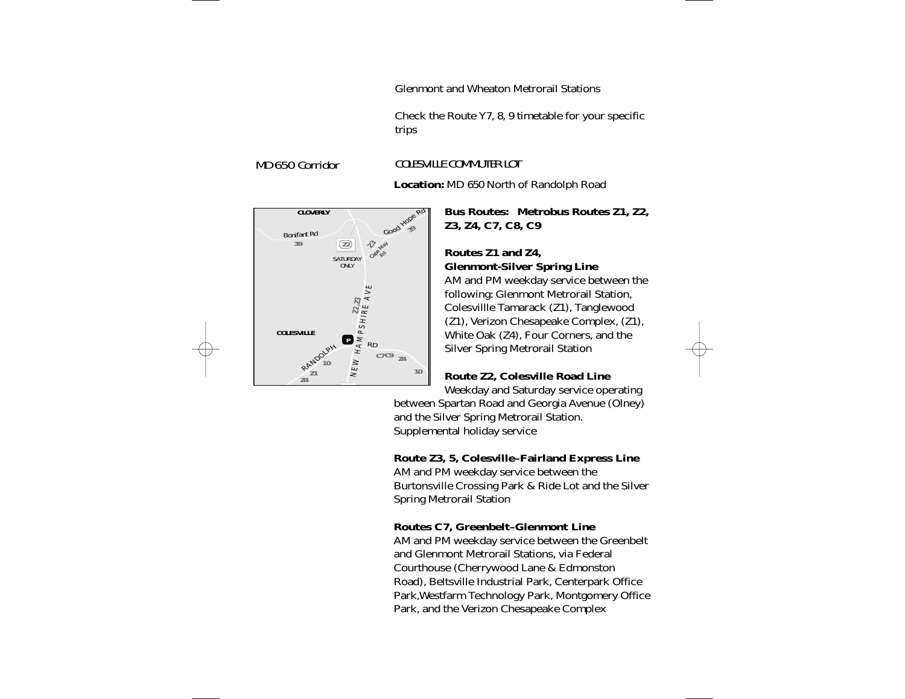Glenmont and Wheaton Metrorail Stations

Check the Route Y7, 8, 9 timetable for your specific trips

MD 650 Corridor

COLESVILLE COMMUTER LOT

**Location:** MD 650 North of Randolph Road

**Bus Routes: Metrobus Routes Z1, Z2, Z3, Z4, C7, C8, C9**

**Routes Z1 and Z4, Glenmont-Silver Spring Line**
AM and PM weekday service between the following: Glenmont Metrorail Station, Colesvillle Tamarack (Z1), Tanglewood (Z1), Verizon Chesapeake Complex, (Z1), White Oak (Z4), Four Corners, and the Silver Spring Metrorail Station

**Route Z2, Colesville Road Line**
Weekday and Saturday service operating between Spartan Road and Georgia Avenue (Olney) and the Silver Spring Metrorail Station. Supplemental holiday service

**Route Z3, 5, Colesville–Fairland Express Line**
AM and PM weekday service between the Burtonsville Crossing Park & Ride Lot and the Silver Spring Metrorail Station

**Routes C7, Greenbelt–Glenmont Line**
AM and PM weekday service between the Greenbelt and Glenmont Metrorail Stations, via Federal Courthouse (Cherrywood Lane & Edmonston Road), Beltsville Industrial Park, Centerpark Office Park,Westfarm Technology Park, Montgomery Office Park, and the Verizon Chesapeake Complex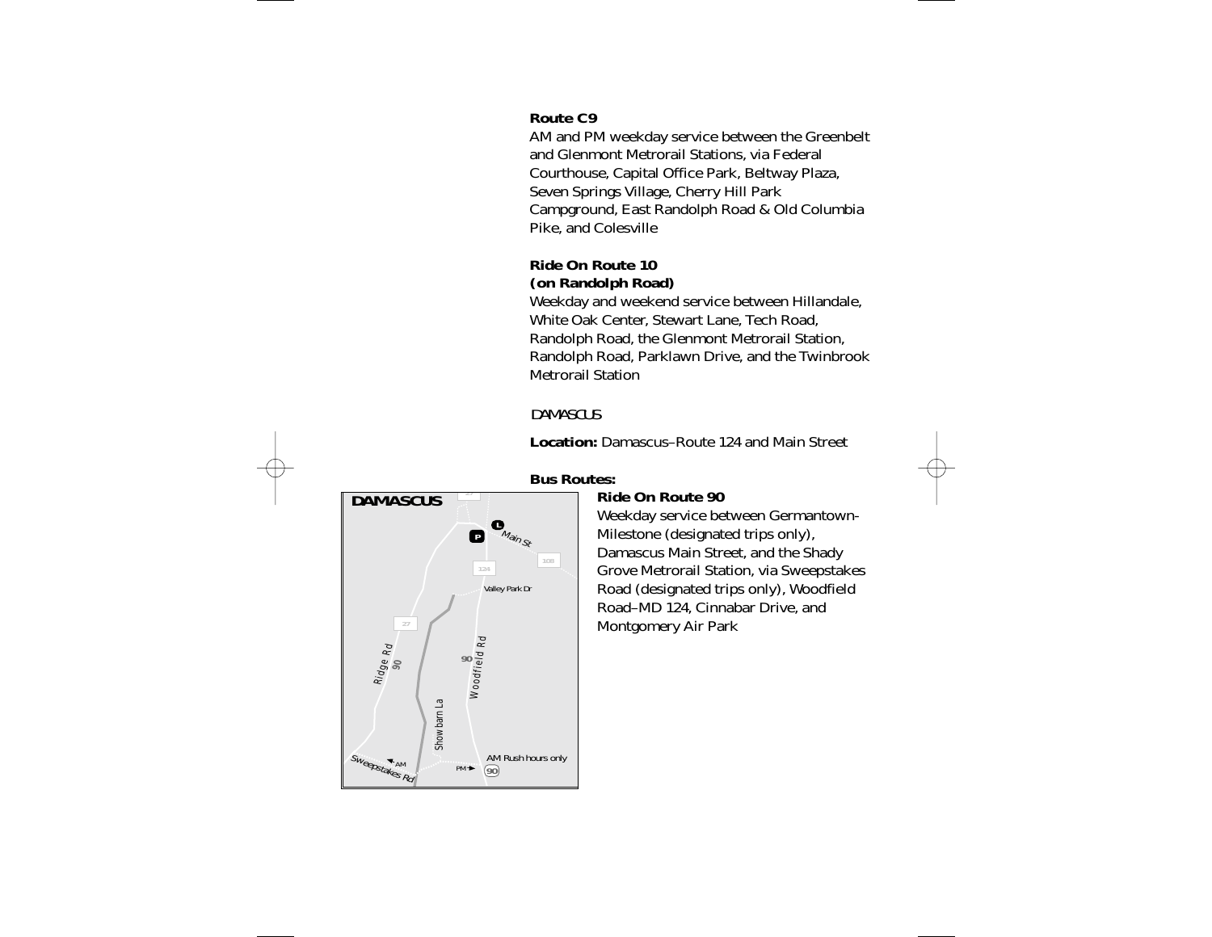**Route C9**
AM and PM weekday service between the Greenbelt and Glenmont Metrorail Stations, via Federal Courthouse, Capital Office Park, Beltway Plaza, Seven Springs Village, Cherry Hill Park Campground, East Randolph Road & Old Columbia Pike, and Colesville

**Ride On Route 10**
**(on Randolph Road)**
Weekday and weekend service between Hillandale, White Oak Center, Stewart Lane, Tech Road, Randolph Road, the Glenmont Metrorail Station, Randolph Road, Parklawn Drive, and the Twinbrook Metrorail Station

## DAMASCUS

**Location:** Damascus–Route 124 and Main Street

**Bus Routes:**

**Ride On Route 90**
Weekday service between Germantown-Milestone (designated trips only), Damascus Main Street, and the Shady Grove Metrorail Station, via Sweepstakes Road (designated trips only), Woodfield Road–MD 124, Cinnabar Drive, and Montgomery Air Park

**DAMASCUS**

Main St · 124 · 108 · 27 · Valley Park Dr · Ridge Rd 90 · Woodfield Rd 90 · Showbarn La · Sweepstakes Rd · AM · PM · AM Rush hours only 90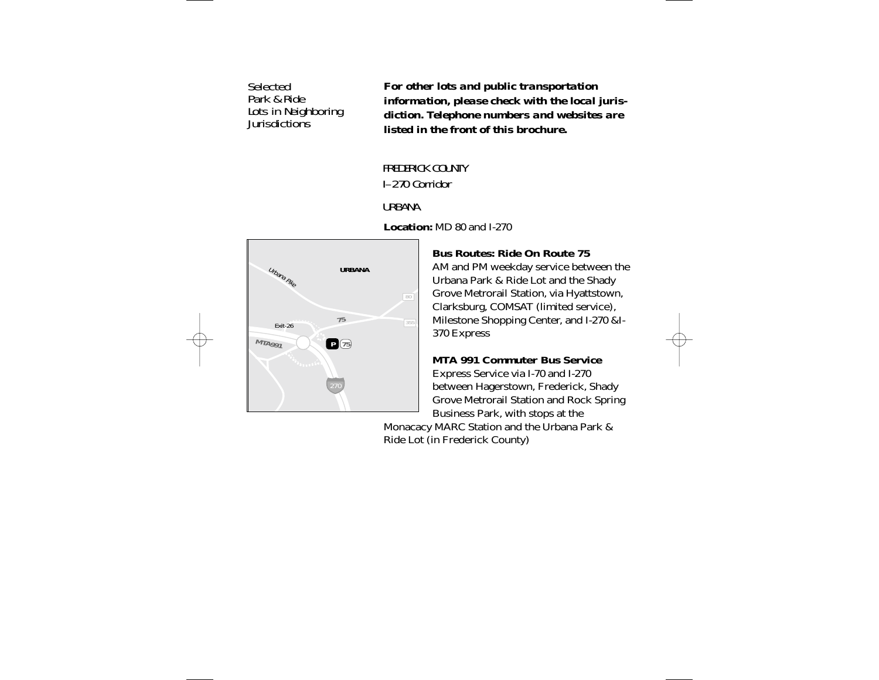Selected
Park & Ride
Lots in Neighboring
Jurisdictions

**For other lots and public transportation information, please check with the local jurisdiction. Telephone numbers and websites are listed in the front of this brochure.**

FREDERICK COUNTY

I–270 Corridor

URBANA

**Location:** MD 80 and I-270

**Bus Routes: Ride On Route 75**
AM and PM weekday service between the Urbana Park & Ride Lot and the Shady Grove Metrorail Station, via Hyattstown, Clarksburg, COMSAT (limited service), Milestone Shopping Center, and I-270 &I-370 Express

**MTA 991 Commuter Bus Service**
Express Service via I-70 and I-270 between Hagerstown, Frederick, Shady Grove Metrorail Station and Rock Spring Business Park, with stops at the Monacacy MARC Station and the Urbana Park & Ride Lot (in Frederick County)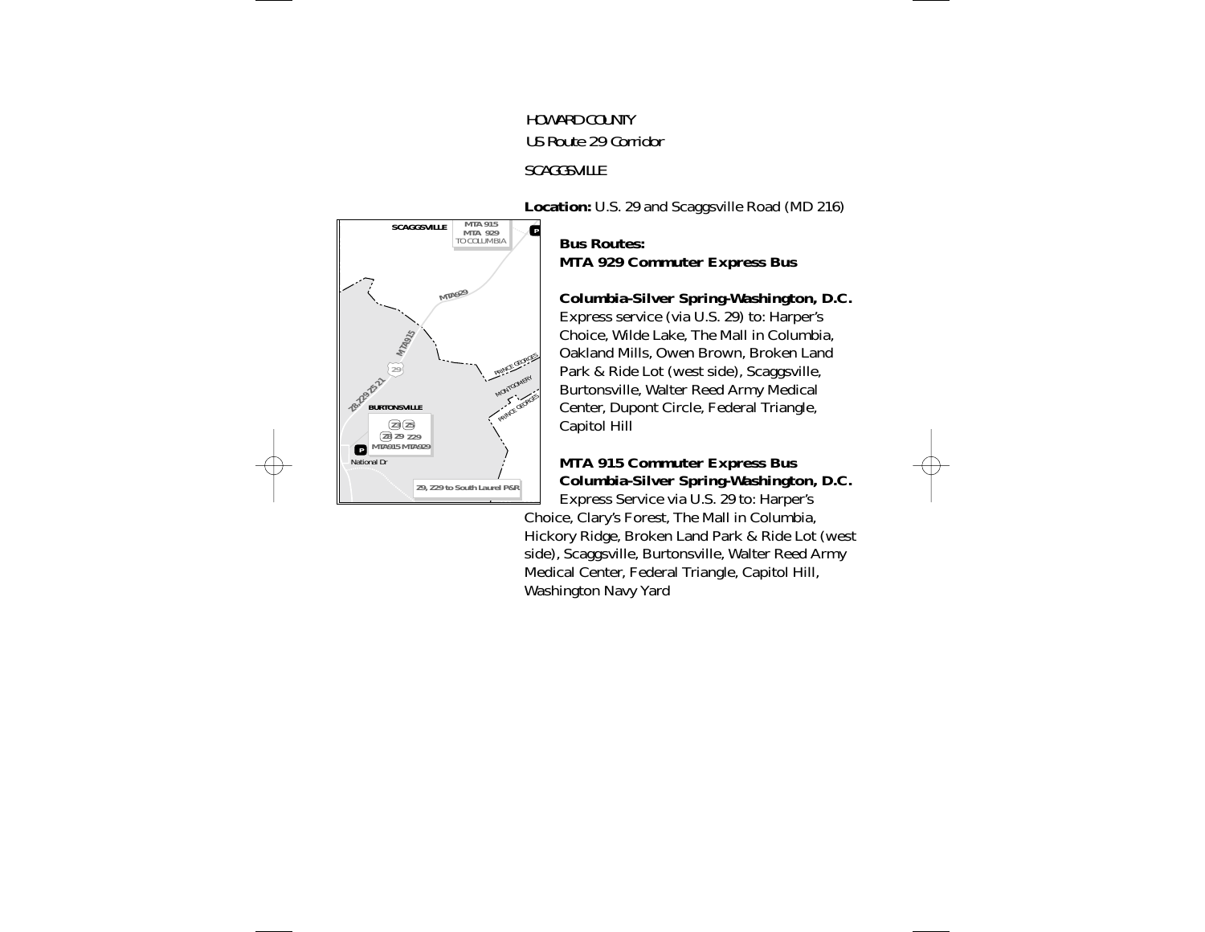HOWARD COUNTY

US Route 29 Corridor

SCAGGSVILLE

**Location:** U.S. 29 and Scaggsville Road (MD 216)

**Bus Routes:**
**MTA 929 Commuter Express Bus**

**Columbia-Silver Spring-Washington, D.C.**
Express service (via U.S. 29) to: Harper's Choice, Wilde Lake, The Mall in Columbia, Oakland Mills, Owen Brown, Broken Land Park & Ride Lot (west side), Scaggsville, Burtonsville, Walter Reed Army Medical Center, Dupont Circle, Federal Triangle, Capitol Hill

**MTA 915 Commuter Express Bus**
**Columbia-Silver Spring-Washington, D.C.**
Express Service via U.S. 29 to: Harper's Choice, Clary's Forest, The Mall in Columbia, Hickory Ridge, Broken Land Park & Ride Lot (west side), Scaggsville, Burtonsville, Walter Reed Army Medical Center, Federal Triangle, Capitol Hill, Washington Navy Yard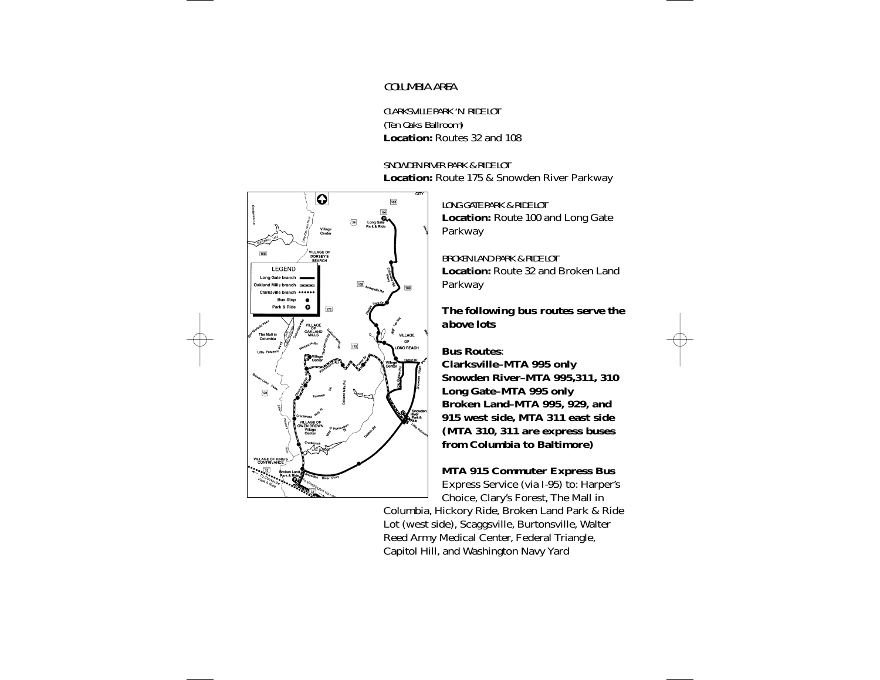## COLUMBIA AREA

CLARKSVILLE PARK 'N' RIDE LOT
(Ten Oaks Ballroom)
**Location:** Routes 32 and 108

SNOWDEN RIVER PARK & RIDE LOT
**Location:** Route 175 & Snowden River Parkway

LONG GATE PARK & RIDE LOT
**Location:** Route 100 and Long Gate Parkway

BROKEN LAND PARK & RIDE LOT
**Location:** Route 32 and Broken Land Parkway

**The following bus routes serve the above lots**

**Bus Routes**:
**Clarksville–MTA 995 only**
**Snowden River–MTA 995,311, 310**
**Long Gate–MTA 995 only**
**Broken Land–MTA 995, 929, and 915 west side, MTA 311 east side (MTA 310, 311 are express buses from Columbia to Baltimore)**

**MTA 915 Commuter Express Bus**
Express Service (via I-95) to: Harper's Choice, Clary's Forest, The Mall in Columbia, Hickory Ride, Broken Land Park & Ride Lot (west side), Scaggsville, Burtonsville, Walter Reed Army Medical Center, Federal Triangle, Capitol Hill, and Washington Navy Yard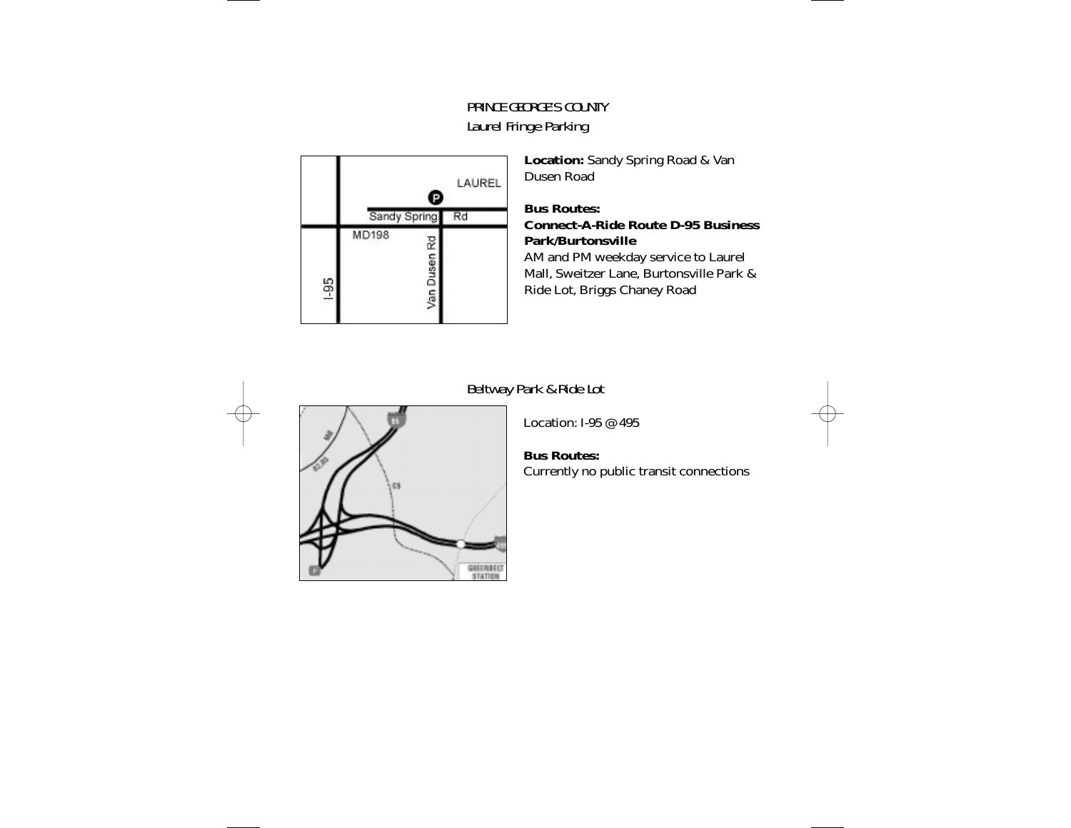PRINCE GEORGE'S COUNTY

*Laurel Fringe Parking*

LAUREL

P

Sandy Spring Rd

MD198

Van Dusen Rd

I-95

**Location:** Sandy Spring Road & Van Dusen Road

**Bus Routes:**

**Connect-A-Ride Route D-95 Business Park/Burtonsville**

AM and PM weekday service to Laurel Mall, Sweitzer Lane, Burtonsville Park & Ride Lot, Briggs Chaney Road

*Beltway Park & Ride Lot*

95

C9

P

GREENBELT STATION

Location: I-95 @ 495

**Bus Routes:**

Currently no public transit connections